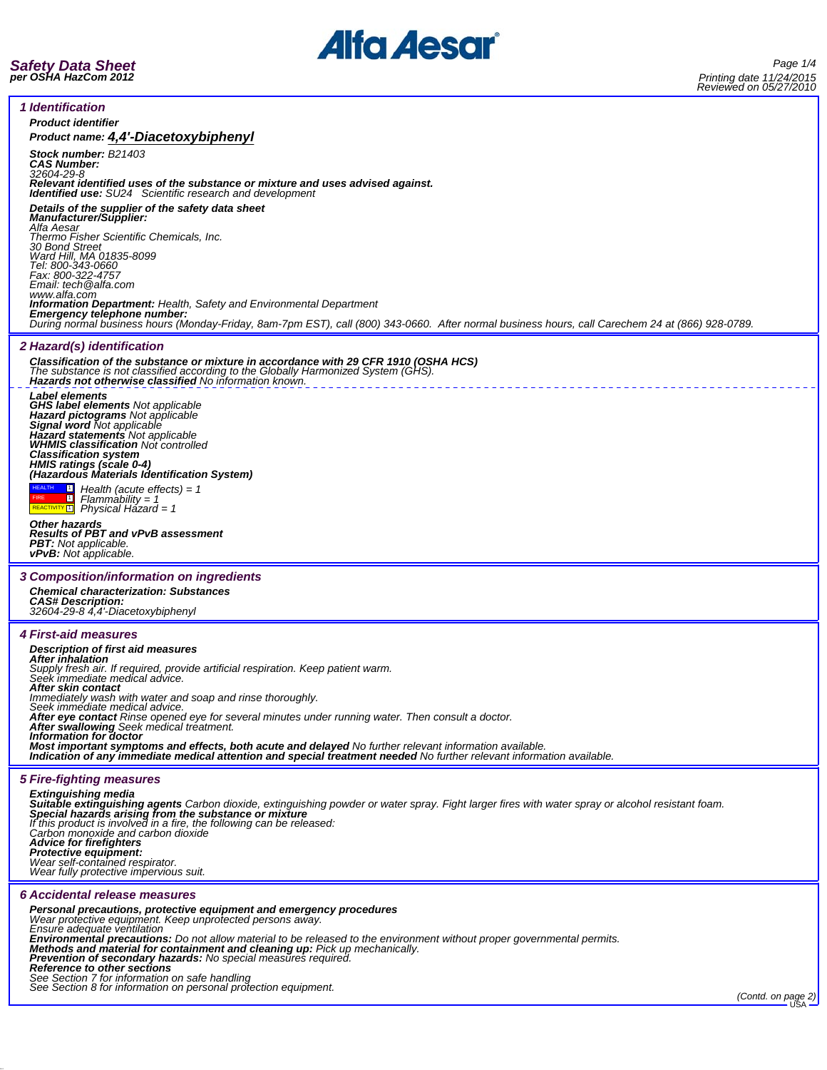**Safety Data Sheet**
**per OSHA HazCom 2012**

Printing date 11/24/2015
Reviewed on 05/27/2010

## 1 Identification

**Product identifier**

**Product name: 4,4'-Diacetoxybiphenyl**

**Stock number:** B21403
**CAS Number:**
32604-29-8
**Relevant identified uses of the substance or mixture and uses advised against.**
**Identified use:** SU24 Scientific research and development

**Details of the supplier of the safety data sheet**
**Manufacturer/Supplier:**
Alfa Aesar
Thermo Fisher Scientific Chemicals, Inc.
30 Bond Street
Ward Hill, MA 01835-8099
Tel: 800-343-0660
Fax: 800-322-4757
Email: tech@alfa.com
www.alfa.com
**Information Department:** Health, Safety and Environmental Department
**Emergency telephone number:**
During normal business hours (Monday-Friday, 8am-7pm EST), call (800) 343-0660. After normal business hours, call Carechem 24 at (866) 928-0789.

## 2 Hazard(s) identification

**Classification of the substance or mixture in accordance with 29 CFR 1910 (OSHA HCS)**
The substance is not classified according to the Globally Harmonized System (GHS).
**Hazards not otherwise classified** No information known.

**Label elements**
**GHS label elements** Not applicable
**Hazard pictograms** Not applicable
**Signal word** Not applicable
**Hazard statements** Not applicable
**WHMIS classification** Not controlled
**Classification system**
**HMIS ratings (scale 0-4)**
**(Hazardous Materials Identification System)**

| | | |
|---|---|---|
| HEALTH | 1 | Health (acute effects) = 1 |
| FIRE | 1 | Flammability = 1 |
| REACTIVITY | 1 | Physical Hazard = 1 |

**Other hazards**
**Results of PBT and vPvB assessment**
**PBT:** Not applicable.
**vPvB:** Not applicable.

## 3 Composition/information on ingredients

**Chemical characterization: Substances**
**CAS# Description:**
32604-29-8 4,4'-Diacetoxybiphenyl

## 4 First-aid measures

**Description of first aid measures**
**After inhalation**
Supply fresh air. If required, provide artificial respiration. Keep patient warm.
Seek immediate medical advice.
**After skin contact**
Immediately wash with water and soap and rinse thoroughly.
Seek immediate medical advice.
**After eye contact** Rinse opened eye for several minutes under running water. Then consult a doctor.
**After swallowing** Seek medical treatment.
**Information for doctor**
**Most important symptoms and effects, both acute and delayed** No further relevant information available.
**Indication of any immediate medical attention and special treatment needed** No further relevant information available.

## 5 Fire-fighting measures

**Extinguishing media**
**Suitable extinguishing agents** Carbon dioxide, extinguishing powder or water spray. Fight larger fires with water spray or alcohol resistant foam.
**Special hazards arising from the substance or mixture**
If this product is involved in a fire, the following can be released:
Carbon monoxide and carbon dioxide
**Advice for firefighters**
**Protective equipment:**
Wear self-contained respirator.
Wear fully protective impervious suit.

## 6 Accidental release measures

**Personal precautions, protective equipment and emergency procedures**
Wear protective equipment. Keep unprotected persons away.
Ensure adequate ventilation
**Environmental precautions:** Do not allow material to be released to the environment without proper governmental permits.
**Methods and material for containment and cleaning up:** Pick up mechanically.
**Prevention of secondary hazards:** No special measures required.
**Reference to other sections**
See Section 7 for information on safe handling
See Section 8 for information on personal protection equipment.

(Contd. on page 2)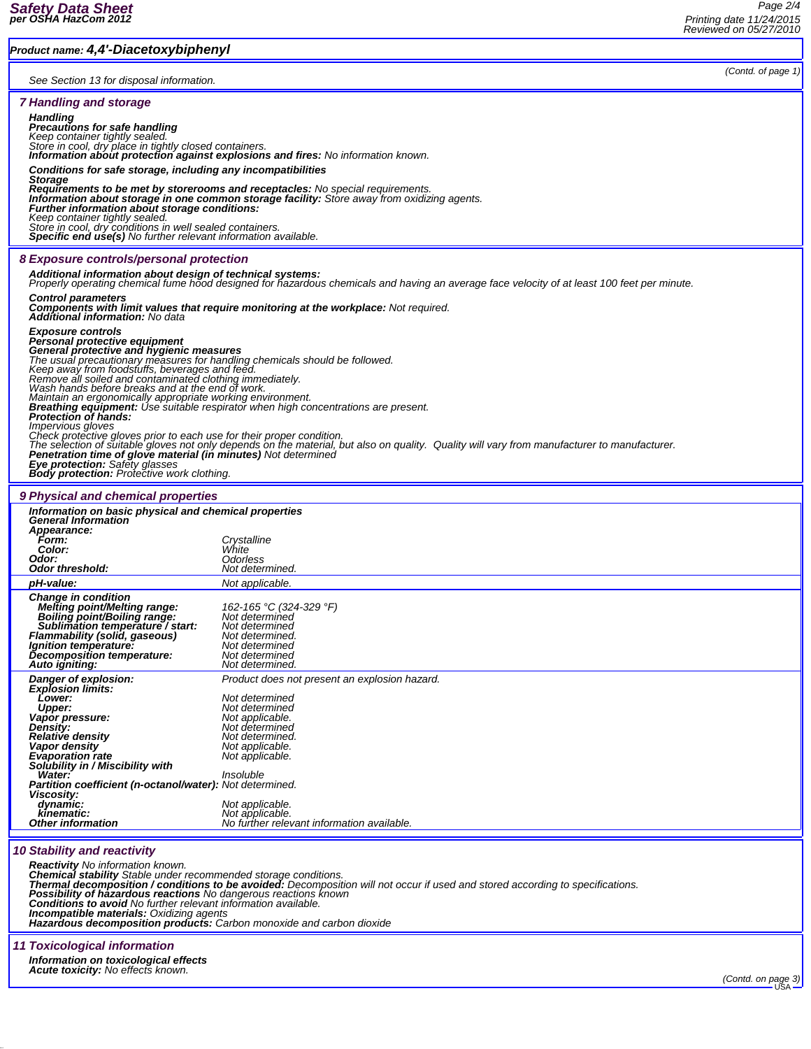**Product name: 4,4'-Diacetoxybiphenyl**

(Contd. of page 1)

See Section 13 for disposal information.

## 7 Handling and storage

**Handling**
**Precautions for safe handling**
Keep container tightly sealed.
Store in cool, dry place in tightly closed containers.
**Information about protection against explosions and fires:** No information known.

**Conditions for safe storage, including any incompatibilities**
**Storage**
**Requirements to be met by storerooms and receptacles:** No special requirements.
**Information about storage in one common storage facility:** Store away from oxidizing agents.
**Further information about storage conditions:**
Keep container tightly sealed.
Store in cool, dry conditions in well sealed containers.
**Specific end use(s)** No further relevant information available.

## 8 Exposure controls/personal protection

**Additional information about design of technical systems:**
Properly operating chemical fume hood designed for hazardous chemicals and having an average face velocity of at least 100 feet per minute.

**Control parameters**
**Components with limit values that require monitoring at the workplace:** Not required.
**Additional information:** No data

**Exposure controls**
**Personal protective equipment**
**General protective and hygienic measures**
The usual precautionary measures for handling chemicals should be followed.
Keep away from foodstuffs, beverages and feed.
Remove all soiled and contaminated clothing immediately.
Wash hands before breaks and at the end of work.
Maintain an ergonomically appropriate working environment.
**Breathing equipment:** Use suitable respirator when high concentrations are present.
**Protection of hands:**
Impervious gloves
Check protective gloves prior to each use for their proper condition.
The selection of suitable gloves not only depends on the material, but also on quality. Quality will vary from manufacturer to manufacturer.
**Penetration time of glove material (in minutes)** Not determined
**Eye protection:** Safety glasses
**Body protection:** Protective work clothing.

## 9 Physical and chemical properties

**Information on basic physical and chemical properties**
**General Information**

| Property | Value |
|---|---|
| **Appearance:** | |
| **Form:** | Crystalline |
| **Color:** | White |
| **Odor:** | Odorless |
| **Odor threshold:** | Not determined. |
| **pH-value:** | Not applicable. |
| **Change in condition** | |
| **Melting point/Melting range:** | 162-165 °C (324-329 °F) |
| **Boiling point/Boiling range:** | Not determined |
| **Sublimation temperature / start:** | Not determined |
| **Flammability (solid, gaseous)** | Not determined. |
| **Ignition temperature:** | Not determined |
| **Decomposition temperature:** | Not determined |
| **Auto igniting:** | Not determined. |
| **Danger of explosion:** | Product does not present an explosion hazard. |
| **Explosion limits:** | |
| **Lower:** | Not determined |
| **Upper:** | Not determined |
| **Vapor pressure:** | Not applicable. |
| **Density:** | Not determined |
| **Relative density** | Not determined. |
| **Vapor density** | Not applicable. |
| **Evaporation rate** | Not applicable. |
| **Solubility in / Miscibility with** | |
| **Water:** | Insoluble |
| **Partition coefficient (n-octanol/water):** | Not determined. |
| **Viscosity:** | |
| **dynamic:** | Not applicable. |
| **kinematic:** | Not applicable. |
| **Other information** | No further relevant information available. |

## 10 Stability and reactivity

**Reactivity** No information known.
**Chemical stability** Stable under recommended storage conditions.
**Thermal decomposition / conditions to be avoided:** Decomposition will not occur if used and stored according to specifications.
**Possibility of hazardous reactions** No dangerous reactions known
**Conditions to avoid** No further relevant information available.
**Incompatible materials:** Oxidizing agents
**Hazardous decomposition products:** Carbon monoxide and carbon dioxide

## 11 Toxicological information

**Information on toxicological effects**
**Acute toxicity:** No effects known.

(Contd. on page 3)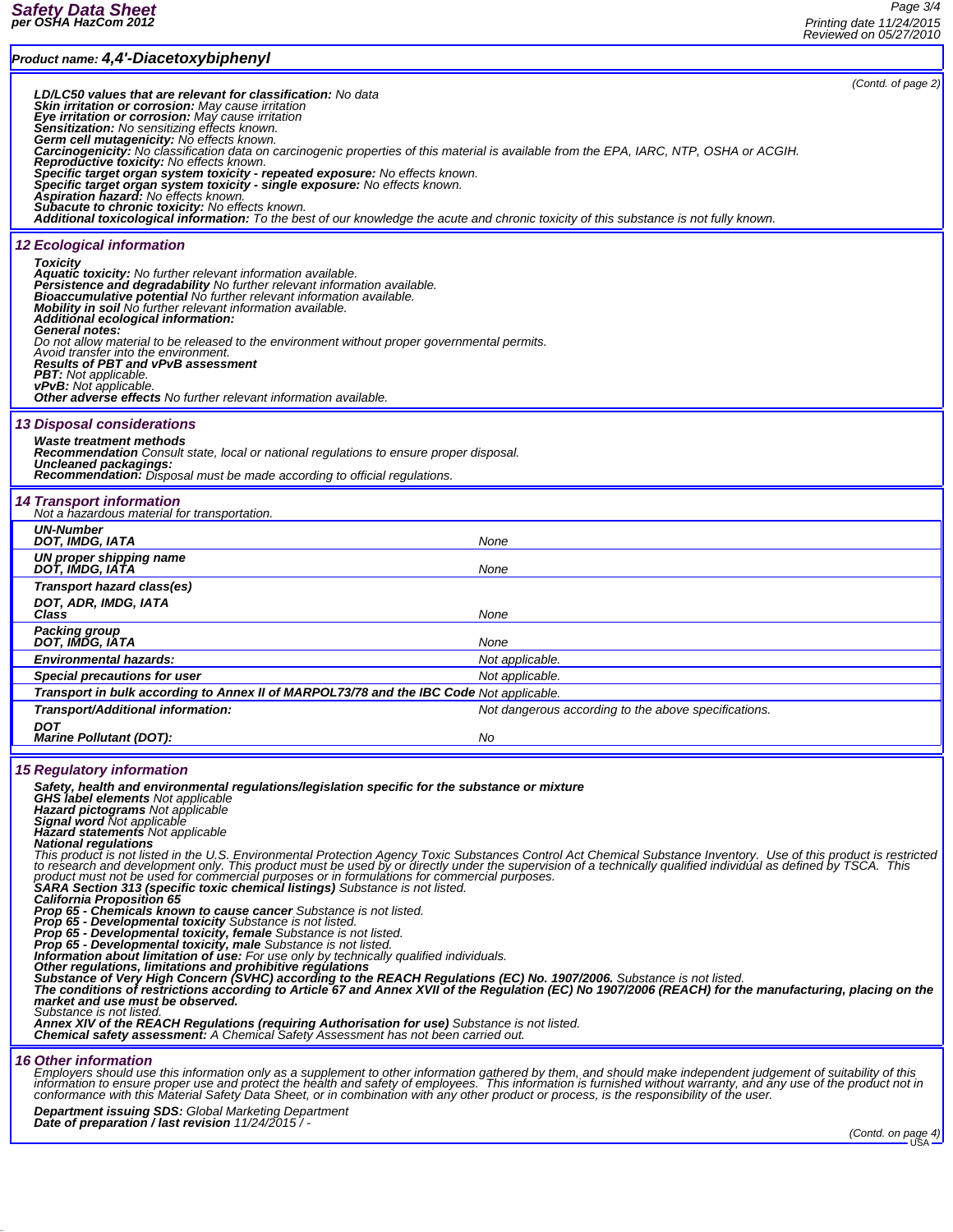**Product name: 4,4'-Diacetoxybiphenyl**

*(Contd. of page 2)*

**LD/LC50 values that are relevant for classification:** No data
**Skin irritation or corrosion:** May cause irritation
**Eye irritation or corrosion:** May cause irritation
**Sensitization:** No sensitizing effects known.
**Germ cell mutagenicity:** No effects known.
**Carcinogenicity:** No classification data on carcinogenic properties of this material is available from the EPA, IARC, NTP, OSHA or ACGIH.
**Reproductive toxicity:** No effects known.
**Specific target organ system toxicity - repeated exposure:** No effects known.
**Specific target organ system toxicity - single exposure:** No effects known.
**Aspiration hazard:** No effects known.
**Subacute to chronic toxicity:** No effects known.
**Additional toxicological information:** To the best of our knowledge the acute and chronic toxicity of this substance is not fully known.

## 12 Ecological information

**Toxicity**
**Aquatic toxicity:** No further relevant information available.
**Persistence and degradability** No further relevant information available.
**Bioaccumulative potential** No further relevant information available.
**Mobility in soil** No further relevant information available.
**Additional ecological information:**
**General notes:**
Do not allow material to be released to the environment without proper governmental permits.
Avoid transfer into the environment.
**Results of PBT and vPvB assessment**
**PBT:** Not applicable.
**vPvB:** Not applicable.
**Other adverse effects** No further relevant information available.

## 13 Disposal considerations

**Waste treatment methods**
**Recommendation** Consult state, local or national regulations to ensure proper disposal.
**Uncleaned packagings:**
**Recommendation:** Disposal must be made according to official regulations.

## 14 Transport information

Not a hazardous material for transportation.

| | |
|---|---|
| **UN-Number**<br>**DOT, IMDG, IATA** | None |
| **UN proper shipping name**<br>**DOT, IMDG, IATA** | None |
| **Transport hazard class(es)**<br>**DOT, ADR, IMDG, IATA**<br>**Class** | None |
| **Packing group**<br>**DOT, IMDG, IATA** | None |
| **Environmental hazards:** | Not applicable. |
| **Special precautions for user** | Not applicable. |
| **Transport in bulk according to Annex II of MARPOL73/78 and the IBC Code** | Not applicable. |
| **Transport/Additional information:** | Not dangerous according to the above specifications. |
| **DOT**<br>**Marine Pollutant (DOT):** | No |

## 15 Regulatory information

**Safety, health and environmental regulations/legislation specific for the substance or mixture**
**GHS label elements** Not applicable
**Hazard pictograms** Not applicable
**Signal word** Not applicable
**Hazard statements** Not applicable
**National regulations**
This product is not listed in the U.S. Environmental Protection Agency Toxic Substances Control Act Chemical Substance Inventory. Use of this product is restricted to research and development only. This product must be used by or directly under the supervision of a technically qualified individual as defined by TSCA. This product must not be used for commercial purposes or in formulations for commercial purposes.
**SARA Section 313 (specific toxic chemical listings)** Substance is not listed.
**California Proposition 65**
**Prop 65 - Chemicals known to cause cancer** Substance is not listed.
**Prop 65 - Developmental toxicity** Substance is not listed.
**Prop 65 - Developmental toxicity, female** Substance is not listed.
**Prop 65 - Developmental toxicity, male** Substance is not listed.
**Information about limitation of use:** For use only by technically qualified individuals.
**Other regulations, limitations and prohibitive regulations**
**Substance of Very High Concern (SVHC) according to the REACH Regulations (EC) No. 1907/2006.** Substance is not listed.
**The conditions of restrictions according to Article 67 and Annex XVII of the Regulation (EC) No 1907/2006 (REACH) for the manufacturing, placing on the market and use must be observed.**
Substance is not listed.
**Annex XIV of the REACH Regulations (requiring Authorisation for use)** Substance is not listed.
**Chemical safety assessment:** A Chemical Safety Assessment has not been carried out.

## 16 Other information

Employers should use this information only as a supplement to other information gathered by them, and should make independent judgement of suitability of this information to ensure proper use and protect the health and safety of employees. This information is furnished without warranty, and any use of the product not in conformance with this Material Safety Data Sheet, or in combination with any other product or process, is the responsibility of the user.

**Department issuing SDS:** Global Marketing Department
**Date of preparation / last revision** 11/24/2015 / -

*(Contd. on page 4)*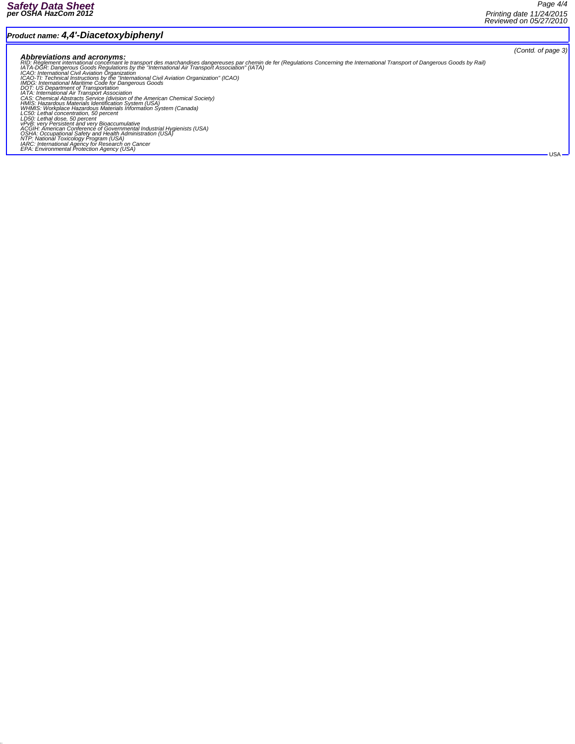Product name: **4,4'-Diacetoxybiphenyl**

(Contd. of page 3)

**Abbreviations and acronyms:**

RID: Règlement international concernant le transport des marchandises dangereuses par chemin de fer (Regulations Concerning the International Transport of Dangerous Goods by Rail)
IATA-DGR: Dangerous Goods Regulations by the "International Air Transport Association" (IATA)
ICAO: International Civil Aviation Organization
ICAO-TI: Technical Instructions by the "International Civil Aviation Organization" (ICAO)
IMDG: International Maritime Code for Dangerous Goods
DOT: US Department of Transportation
IATA: International Air Transport Association
CAS: Chemical Abstracts Service (division of the American Chemical Society)
HMIS: Hazardous Materials Identification System (USA)
WHMIS: Workplace Hazardous Materials Information System (Canada)
LC50: Lethal concentration, 50 percent
LD50: Lethal dose, 50 percent
vPvB: very Persistent and very Bioaccumulative
ACGIH: American Conference of Governmental Industrial Hygienists (USA)
OSHA: Occupational Safety and Health Administration (USA)
NTP: National Toxicology Program (USA)
IARC: International Agency for Research on Cancer
EPA: Environmental Protection Agency (USA)